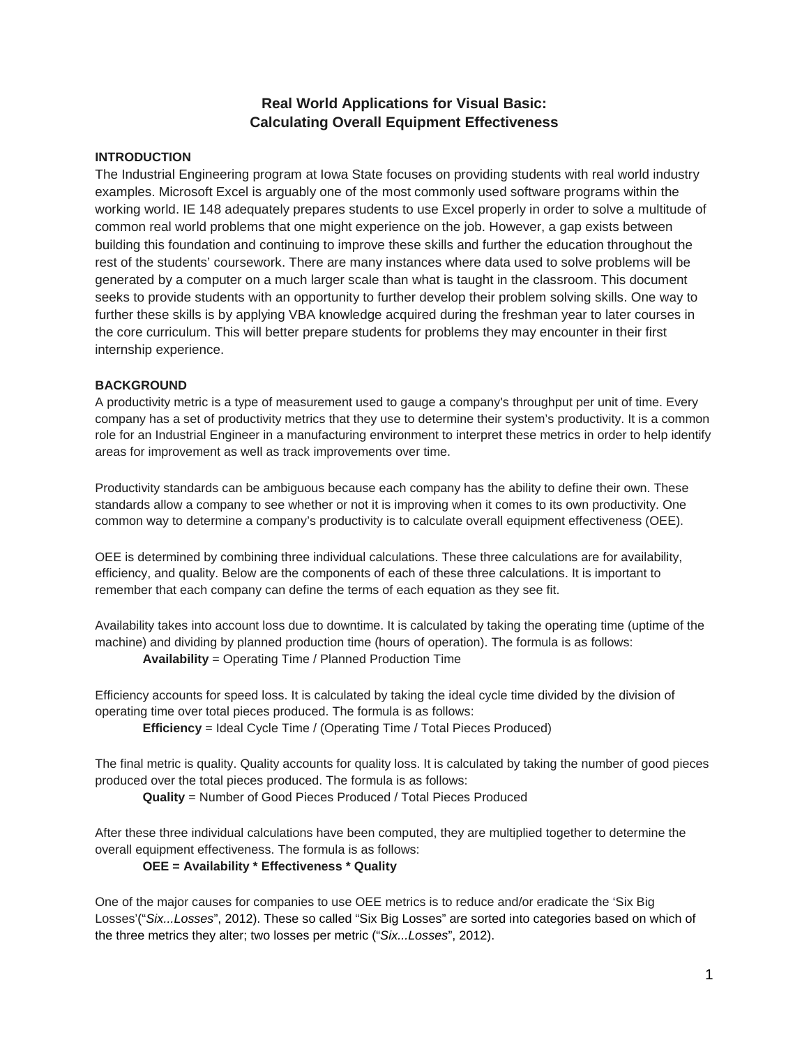# Real World Applications for Visual Basic: Calculating Overall Equipment Effectiveness

## INTRODUCTION

The Industrial Engineering program at Iowa State focuses on providing students with real world industry examples. Microsoft Excel is arguably one of the most commonly used software programs within the working world. IE 148 adequately prepares students to use Excel properly in order to solve a multitude of common real world problems that one might experience on the job. However, a gap exists between building this foundation and continuing to improve these skills and further the education throughout the rest of the students' coursework. There are many instances where data used to solve problems will be generated by a computer on a much larger scale than what is taught in the classroom. This document seeks to provide students with an opportunity to further develop their problem solving skills. One way to further these skills is by applying VBA knowledge acquired during the freshman year to later courses in the core curriculum. This will better prepare students for problems they may encounter in their first internship experience.

## BACKGROUND

A productivity metric is a type of measurement used to gauge a company's throughput per unit of time. Every company has a set of productivity metrics that they use to determine their system's productivity. It is a common role for an Industrial Engineer in a manufacturing environment to interpret these metrics in order to help identify areas for improvement as well as track improvements over time.

Productivity standards can be ambiguous because each company has the ability to define their own. These standards allow a company to see whether or not it is improving when it comes to its own productivity. One common way to determine a company's productivity is to calculate overall equipment effectiveness (OEE).

OEE is determined by combining three individual calculations. These three calculations are for availability, efficiency, and quality. Below are the components of each of these three calculations. It is important to remember that each company can define the terms of each equation as they see fit.

Availability takes into account loss due to downtime. It is calculated by taking the operating time (uptime of the machine) and dividing by planned production time (hours of operation). The formula is as follows:

**Availability** = Operating Time / Planned Production Time

Efficiency accounts for speed loss. It is calculated by taking the ideal cycle time divided by the division of operating time over total pieces produced. The formula is as follows:

**Efficiency** = Ideal Cycle Time / (Operating Time / Total Pieces Produced)

The final metric is quality. Quality accounts for quality loss. It is calculated by taking the number of good pieces produced over the total pieces produced. The formula is as follows:

**Quality** = Number of Good Pieces Produced / Total Pieces Produced

After these three individual calculations have been computed, they are multiplied together to determine the overall equipment effectiveness. The formula is as follows:

**OEE = Availability * Effectiveness * Quality**

One of the major causes for companies to use OEE metrics is to reduce and/or eradicate the 'Six Big Losses'("*Six...Losses*", 2012). These so called "Six Big Losses" are sorted into categories based on which of the three metrics they alter; two losses per metric ("*Six...Losses*", 2012).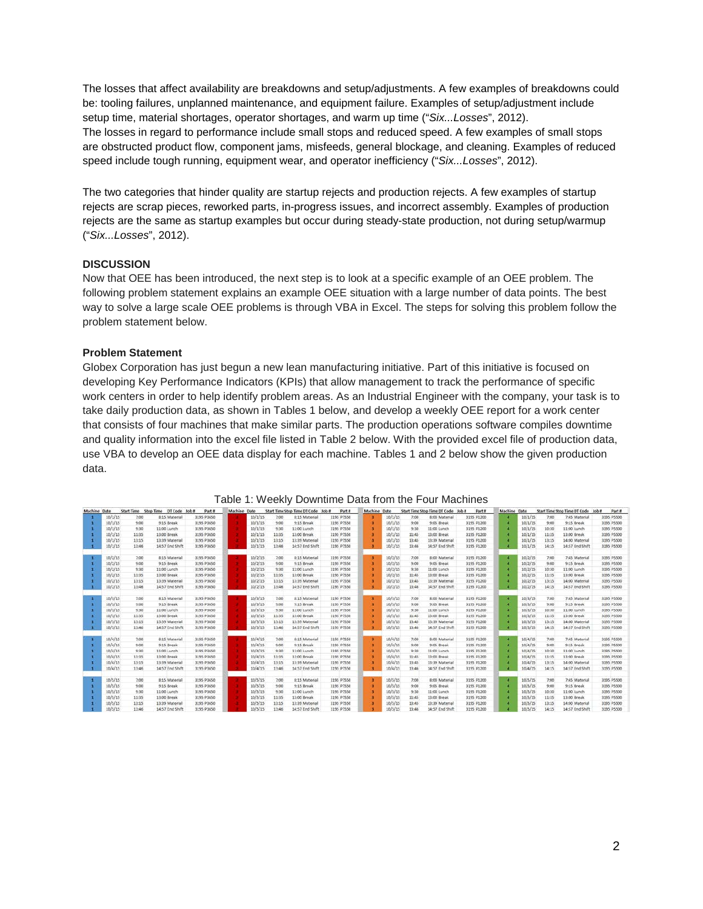The losses that affect availability are breakdowns and setup/adjustments. A few examples of breakdowns could be: tooling failures, unplanned maintenance, and equipment failure. Examples of setup/adjustment include setup time, material shortages, operator shortages, and warm up time ("*Six...Losses*", 2012).

The losses in regard to performance include small stops and reduced speed. A few examples of small stops are obstructed product flow, component jams, misfeeds, general blockage, and cleaning. Examples of reduced speed include tough running, equipment wear, and operator inefficiency ("*Six...Losses*", 2012).

The two categories that hinder quality are startup rejects and production rejects. A few examples of startup rejects are scrap pieces, reworked parts, in-progress issues, and incorrect assembly. Examples of production rejects are the same as startup examples but occur during steady-state production, not during setup/warmup ("*Six...Losses*", 2012).

### DISCUSSION

Now that OEE has been introduced, the next step is to look at a specific example of an OEE problem. The following problem statement explains an example OEE situation with a large number of data points. The best way to solve a large scale OEE problems is through VBA in Excel. The steps for solving this problem follow the problem statement below.

### Problem Statement

Globex Corporation has just begun a new lean manufacturing initiative. Part of this initiative is focused on developing Key Performance Indicators (KPIs) that allow management to track the performance of specific work centers in order to help identify problem areas. As an Industrial Engineer with the company, your task is to take daily production data, as shown in Tables 1 below, and develop a weekly OEE report for a work center that consists of four machines that make similar parts. The production operations software compiles downtime and quality information into the excel file listed in Table 2 below. With the provided excel file of production data, use VBA to develop an OEE data display for each machine. Tables 1 and 2 below show the given production data.

Table 1: Weekly Downtime Data from the Four Machines

| Machine | Date | Start Time | Stop Time | DT Code | Job # | Part # | Machine | Date | Start Time | Stop Time | DT Code | Job # | Part # | Machine | Date | Start Time | Stop Time | DT Code | Job # | Part # | Machine | Date | Start Time | Stop Time | DT Code | Job # | Part # |
|---|---|---|---|---|---|---|---|---|---|---|---|---|---|---|---|---|---|---|---|---|---|---|---|---|---|---|---|
| 1 | 10/1/15 | 7:00 | 8:15 | Material | 3195 | P3650 | 2 | 10/1/15 | 7:00 | 8:15 | Material | 3195 | P7550 | 3 | 10/1/15 | 7:00 | 8:00 | Material | 3195 | P1200 | 4 | 10/1/15 | 7:00 | 7:45 | Material | 3195 | P5500 |
| 1 | 10/1/15 | 9:00 | 9:15 | Break | 3195 | P3650 | 2 | 10/1/15 | 9:00 | 9:15 | Break | 3195 | P7550 | 3 | 10/1/15 | 9:00 | 9:05 | Break | 3195 | P1200 | 4 | 10/1/15 | 9:00 | 9:15 | Break | 3195 | P5500 |
| 1 | 10/1/15 | 9:30 | 11:00 | Lunch | 3195 | P3650 | 2 | 10/1/15 | 9:30 | 11:00 | Lunch | 3195 | P7550 | 3 | 10/1/15 | 9:30 | 11:00 | Lunch | 3195 | P1200 | 4 | 10/1/15 | 10:30 | 11:00 | Lunch | 3195 | P5500 |
| 1 | 10/1/15 | 11:35 | 13:00 | Break | 3195 | P3650 | 2 | 10/1/15 | 11:35 | 11:00 | Break | 3195 | P7550 | 3 | 10/1/15 | 11:45 | 13:00 | Break | 3195 | P1200 | 4 | 10/1/15 | 11:15 | 13:00 | Break | 3195 | P5500 |
| 1 | 10/1/15 | 13:15 | 13:39 | Material | 3195 | P3650 | 2 | 10/1/15 | 13:15 | 11:35 | Material | 3195 | P7550 | 3 | 10/1/15 | 13:45 | 13:39 | Material | 3195 | P1200 | 4 | 10/1/15 | 13:15 | 14:00 | Material | 3195 | P5500 |
| 1 | 10/1/15 | 13:46 | 14:57 | End Shift | 3195 | P3650 | 2 | 10/1/15 | 13:46 | 14:57 | End Shift | 3195 | P7550 | 3 | 10/1/15 | 13:46 | 14:57 | End Shift | 3195 | P1200 | 4 | 10/1/15 | 14:15 | 14:57 | End Shift | 3195 | P5500 |
| 1 | 10/2/15 | 7:00 | 8:15 | Material | 3195 | P3650 | 2 | 10/2/15 | 7:00 | 8:15 | Material | 3195 | P7550 | 3 | 10/2/15 | 7:00 | 8:00 | Material | 3195 | P1200 | 4 | 10/2/15 | 7:00 | 7:45 | Material | 3195 | P5500 |
| 1 | 10/2/15 | 9:00 | 9:15 | Break | 3195 | P3650 | 2 | 10/2/15 | 9:00 | 9:15 | Break | 3195 | P7550 | 3 | 10/2/15 | 9:00 | 9:05 | Break | 3195 | P1200 | 4 | 10/2/15 | 9:00 | 9:15 | Break | 3195 | P5500 |
| 1 | 10/2/15 | 9:30 | 11:00 | Lunch | 3195 | P3650 | 2 | 10/2/15 | 9:30 | 11:00 | Lunch | 3195 | P7550 | 3 | 10/2/15 | 9:30 | 11:00 | Lunch | 3195 | P1200 | 4 | 10/2/15 | 10:30 | 11:00 | Lunch | 3195 | P5500 |
| 1 | 10/2/15 | 11:35 | 13:00 | Break | 3195 | P3650 | 2 | 10/2/15 | 11:35 | 11:00 | Break | 3195 | P7550 | 3 | 10/2/15 | 11:45 | 13:00 | Break | 3195 | P1200 | 4 | 10/2/15 | 11:15 | 13:00 | Break | 3195 | P5500 |
| 1 | 10/2/15 | 13:15 | 13:39 | Material | 3195 | P3650 | 2 | 10/2/15 | 13:15 | 11:35 | Material | 3195 | P7550 | 3 | 10/2/15 | 13:45 | 13:39 | Material | 3195 | P1200 | 4 | 10/2/15 | 13:15 | 14:00 | Material | 3195 | P5500 |
| 1 | 10/2/15 | 13:46 | 14:57 | End Shift | 3195 | P3650 | 2 | 10/2/15 | 13:46 | 14:57 | End Shift | 3195 | P7550 | 3 | 10/2/15 | 13:46 | 14:57 | End Shift | 3195 | P1200 | 4 | 10/2/15 | 14:15 | 14:57 | End Shift | 3195 | P5500 |
| 1 | 10/3/15 | 7:00 | 8:15 | Material | 3195 | P3650 | 2 | 10/3/15 | 7:00 | 8:15 | Material | 3195 | P7550 | 3 | 10/3/15 | 7:00 | 8:00 | Material | 3195 | P1200 | 4 | 10/3/15 | 7:00 | 7:45 | Material | 3195 | P5500 |
| 1 | 10/3/15 | 9:00 | 9:15 | Break | 3195 | P3650 | 2 | 10/3/15 | 9:00 | 9:15 | Break | 3195 | P7550 | 3 | 10/3/15 | 9:00 | 9:05 | Break | 3195 | P1200 | 4 | 10/3/15 | 9:00 | 9:15 | Break | 3195 | P5500 |
| 1 | 10/3/15 | 9:30 | 11:00 | Lunch | 3195 | P3650 | 2 | 10/3/15 | 9:30 | 11:00 | Lunch | 3195 | P7550 | 3 | 10/3/15 | 9:30 | 11:00 | Lunch | 3195 | P1200 | 4 | 10/3/15 | 10:30 | 11:00 | Lunch | 3195 | P5500 |
| 1 | 10/3/15 | 11:35 | 13:00 | Break | 3195 | P3650 | 2 | 10/3/15 | 11:35 | 11:00 | Break | 3195 | P7550 | 3 | 10/3/15 | 11:45 | 13:00 | Break | 3195 | P1200 | 4 | 10/3/15 | 11:15 | 13:00 | Break | 3195 | P5500 |
| 1 | 10/3/15 | 13:15 | 13:39 | Material | 3195 | P3650 | 2 | 10/3/15 | 13:15 | 11:35 | Material | 3195 | P7550 | 3 | 10/3/15 | 13:45 | 13:39 | Material | 3195 | P1200 | 4 | 10/3/15 | 13:15 | 14:00 | Material | 3195 | P5500 |
| 1 | 10/3/15 | 13:46 | 14:57 | End Shift | 3195 | P3650 | 2 | 10/3/15 | 13:46 | 14:57 | End Shift | 3195 | P7550 | 3 | 10/3/15 | 13:46 | 14:57 | End Shift | 3195 | P1200 | 4 | 10/3/15 | 14:15 | 14:57 | End Shift | 3195 | P5500 |
| 1 | 10/4/15 | 7:00 | 8:15 | Material | 3195 | P3650 | 2 | 10/4/15 | 7:00 | 8:15 | Material | 3195 | P7550 | 3 | 10/4/15 | 7:00 | 8:00 | Material | 3195 | P1200 | 4 | 10/4/15 | 7:00 | 7:45 | Material | 3195 | P5500 |
| 1 | 10/4/15 | 9:00 | 9:15 | Break | 3195 | P3650 | 2 | 10/4/15 | 9:00 | 9:15 | Break | 3195 | P7550 | 3 | 10/4/15 | 9:00 | 9:05 | Break | 3195 | P1200 | 4 | 10/4/15 | 9:00 | 9:15 | Break | 3195 | P5500 |
| 1 | 10/4/15 | 9:30 | 11:00 | Lunch | 3195 | P3650 | 2 | 10/4/15 | 9:30 | 11:00 | Lunch | 3195 | P7550 | 3 | 10/4/15 | 9:30 | 11:00 | Lunch | 3195 | P1200 | 4 | 10/4/15 | 10:30 | 11:00 | Lunch | 3195 | P5500 |
| 1 | 10/4/15 | 11:35 | 13:00 | Break | 3195 | P3650 | 2 | 10/4/15 | 11:35 | 11:00 | Break | 3195 | P7550 | 3 | 10/4/15 | 11:45 | 13:00 | Break | 3195 | P1200 | 4 | 10/4/15 | 11:15 | 13:00 | Break | 3195 | P5500 |
| 1 | 10/4/15 | 13:15 | 13:39 | Material | 3195 | P3650 | 2 | 10/4/15 | 13:15 | 11:35 | Material | 3195 | P7550 | 3 | 10/4/15 | 13:45 | 13:39 | Material | 3195 | P1200 | 4 | 10/4/15 | 13:15 | 14:00 | Material | 3195 | P5500 |
| 1 | 10/4/15 | 13:46 | 14:57 | End Shift | 3195 | P3650 | 2 | 10/4/15 | 13:46 | 14:57 | End Shift | 3195 | P7550 | 3 | 10/4/15 | 13:46 | 14:57 | End Shift | 3195 | P1200 | 4 | 10/4/15 | 14:15 | 14:57 | End Shift | 3195 | P5500 |
| 1 | 10/5/15 | 7:00 | 8:15 | Material | 3195 | P3650 | 2 | 10/5/15 | 7:00 | 8:15 | Material | 3195 | P7550 | 3 | 10/5/15 | 7:00 | 8:00 | Material | 3195 | P1200 | 4 | 10/5/15 | 7:00 | 7:45 | Material | 3195 | P5500 |
| 1 | 10/5/15 | 9:00 | 9:15 | Break | 3195 | P3650 | 2 | 10/5/15 | 9:00 | 9:15 | Break | 3195 | P7550 | 3 | 10/5/15 | 9:00 | 9:05 | Break | 3195 | P1200 | 4 | 10/5/15 | 9:00 | 9:15 | Break | 3195 | P5500 |
| 1 | 10/5/15 | 9:30 | 11:00 | Lunch | 3195 | P3650 | 2 | 10/5/15 | 9:30 | 11:00 | Lunch | 3195 | P7550 | 3 | 10/5/15 | 9:30 | 11:00 | Lunch | 3195 | P1200 | 4 | 10/5/15 | 10:30 | 11:00 | Lunch | 3195 | P5500 |
| 1 | 10/5/15 | 11:35 | 13:00 | Break | 3195 | P3650 | 2 | 10/5/15 | 11:35 | 11:00 | Break | 3195 | P7550 | 3 | 10/5/15 | 11:45 | 13:00 | Break | 3195 | P1200 | 4 | 10/5/15 | 11:15 | 13:00 | Break | 3195 | P5500 |
| 1 | 10/5/15 | 13:15 | 13:39 | Material | 3195 | P3650 | 2 | 10/5/15 | 13:15 | 11:35 | Material | 3195 | P7550 | 3 | 10/5/15 | 13:45 | 13:39 | Material | 3195 | P1200 | 4 | 10/5/15 | 13:15 | 14:00 | Material | 3195 | P5500 |
| 1 | 10/5/15 | 13:46 | 14:57 | End Shift | 3195 | P3650 | 2 | 10/5/15 | 13:46 | 14:57 | End Shift | 3195 | P7550 | 3 | 10/5/15 | 13:46 | 14:57 | End Shift | 3195 | P1200 | 4 | 10/5/15 | 14:15 | 14:57 | End Shift | 3195 | P5500 |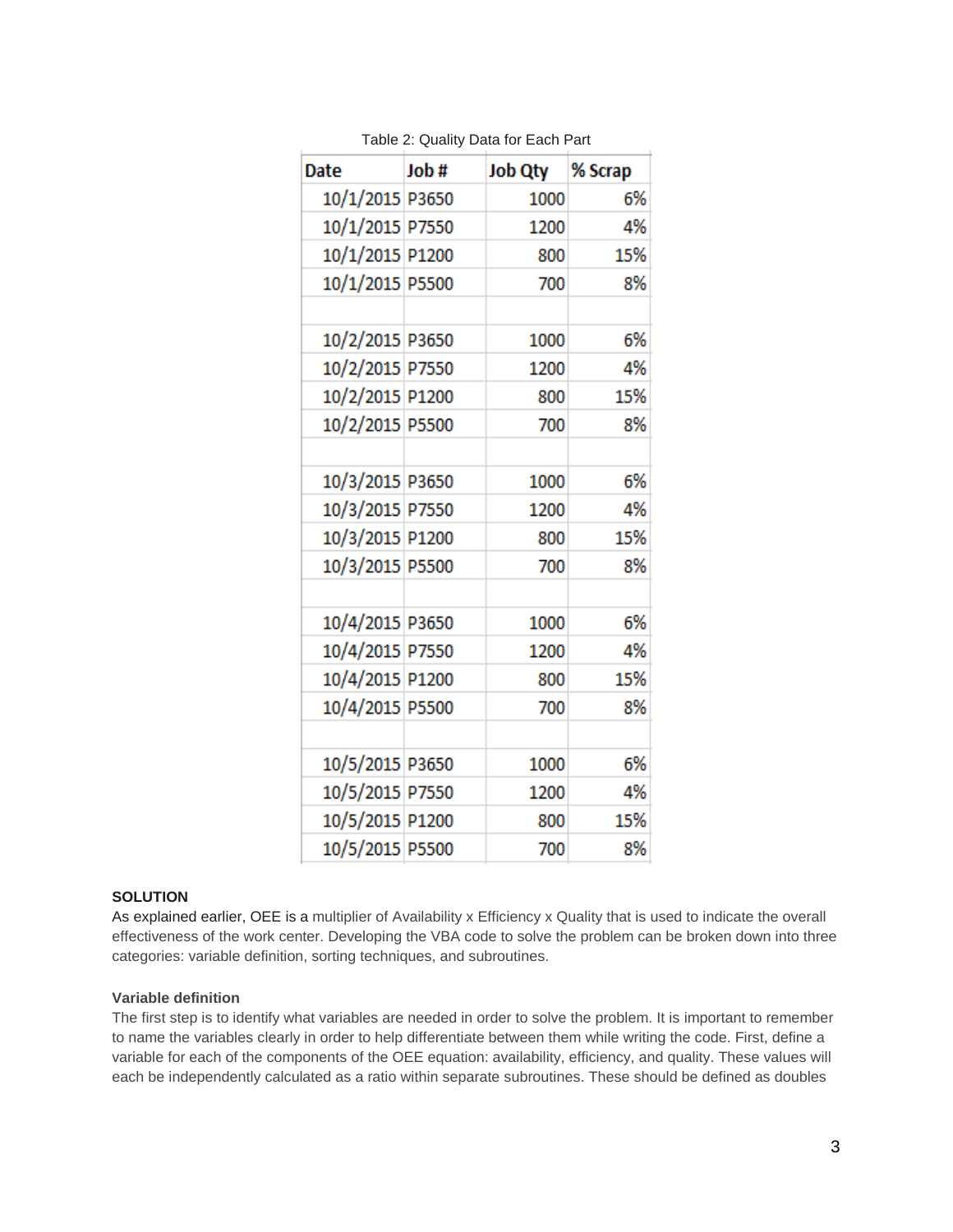Table 2: Quality Data for Each Part

| Date | Job # | Job Qty | % Scrap |
|---|---|---|---|
| 10/1/2015 | P3650 | 1000 | 6% |
| 10/1/2015 | P7550 | 1200 | 4% |
| 10/1/2015 | P1200 | 800 | 15% |
| 10/1/2015 | P5500 | 700 | 8% |
| | | | |
| 10/2/2015 | P3650 | 1000 | 6% |
| 10/2/2015 | P7550 | 1200 | 4% |
| 10/2/2015 | P1200 | 800 | 15% |
| 10/2/2015 | P5500 | 700 | 8% |
| | | | |
| 10/3/2015 | P3650 | 1000 | 6% |
| 10/3/2015 | P7550 | 1200 | 4% |
| 10/3/2015 | P1200 | 800 | 15% |
| 10/3/2015 | P5500 | 700 | 8% |
| | | | |
| 10/4/2015 | P3650 | 1000 | 6% |
| 10/4/2015 | P7550 | 1200 | 4% |
| 10/4/2015 | P1200 | 800 | 15% |
| 10/4/2015 | P5500 | 700 | 8% |
| | | | |
| 10/5/2015 | P3650 | 1000 | 6% |
| 10/5/2015 | P7550 | 1200 | 4% |
| 10/5/2015 | P1200 | 800 | 15% |
| 10/5/2015 | P5500 | 700 | 8% |

**SOLUTION**

As explained earlier, OEE is a multiplier of Availability x Efficiency x Quality that is used to indicate the overall effectiveness of the work center. Developing the VBA code to solve the problem can be broken down into three categories: variable definition, sorting techniques, and subroutines.

**Variable definition**

The first step is to identify what variables are needed in order to solve the problem. It is important to remember to name the variables clearly in order to help differentiate between them while writing the code. First, define a variable for each of the components of the OEE equation: availability, efficiency, and quality. These values will each be independently calculated as a ratio within separate subroutines. These should be defined as doubles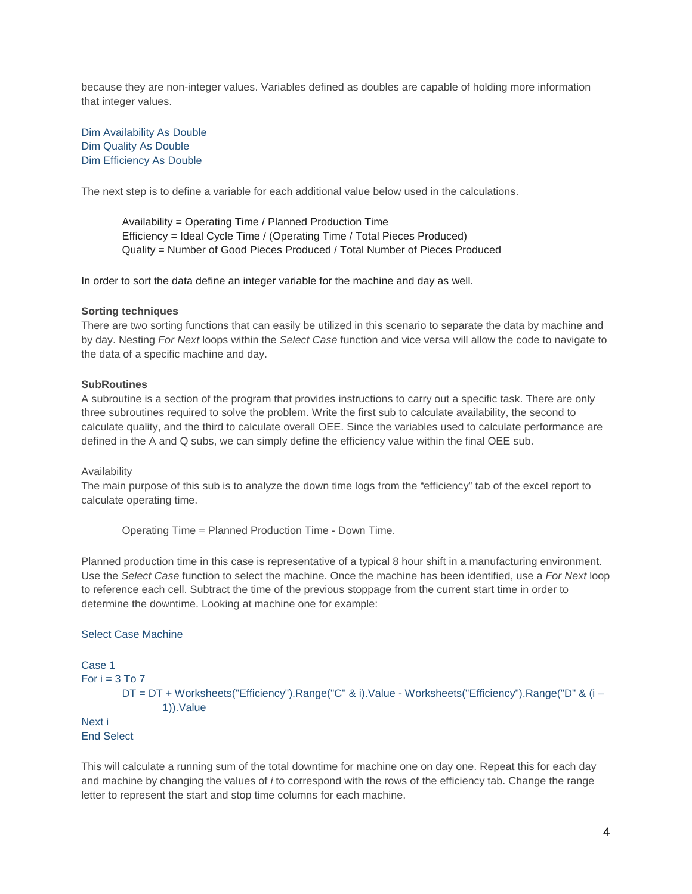because they are non-integer values. Variables defined as doubles are capable of holding more information that integer values.

```
Dim Availability As Double
Dim Quality As Double
Dim Efficiency As Double
```

The next step is to define a variable for each additional value below used in the calculations.

> Availability = Operating Time / Planned Production Time
> Efficiency = Ideal Cycle Time / (Operating Time / Total Pieces Produced)
> Quality = Number of Good Pieces Produced / Total Number of Pieces Produced

In order to sort the data define an integer variable for the machine and day as well.

**Sorting techniques**

There are two sorting functions that can easily be utilized in this scenario to separate the data by machine and by day. Nesting *For Next* loops within the *Select Case* function and vice versa will allow the code to navigate to the data of a specific machine and day.

**SubRoutines**

A subroutine is a section of the program that provides instructions to carry out a specific task. There are only three subroutines required to solve the problem. Write the first sub to calculate availability, the second to calculate quality, and the third to calculate overall OEE. Since the variables used to calculate performance are defined in the A and Q subs, we can simply define the efficiency value within the final OEE sub.

<u>Availability</u>

The main purpose of this sub is to analyze the down time logs from the "efficiency" tab of the excel report to calculate operating time.

> Operating Time = Planned Production Time - Down Time.

Planned production time in this case is representative of a typical 8 hour shift in a manufacturing environment. Use the *Select Case* function to select the machine. Once the machine has been identified, use a *For Next* loop to reference each cell. Subtract the time of the previous stoppage from the current start time in order to determine the downtime. Looking at machine one for example:

```
Select Case Machine

Case 1
For i = 3 To 7
    DT = DT + Worksheets("Efficiency").Range("C" & i).Value - Worksheets("Efficiency").Range("D" & (i –
        1)).Value
Next i
End Select
```

This will calculate a running sum of the total downtime for machine one on day one. Repeat this for each day and machine by changing the values of *i* to correspond with the rows of the efficiency tab. Change the range letter to represent the start and stop time columns for each machine.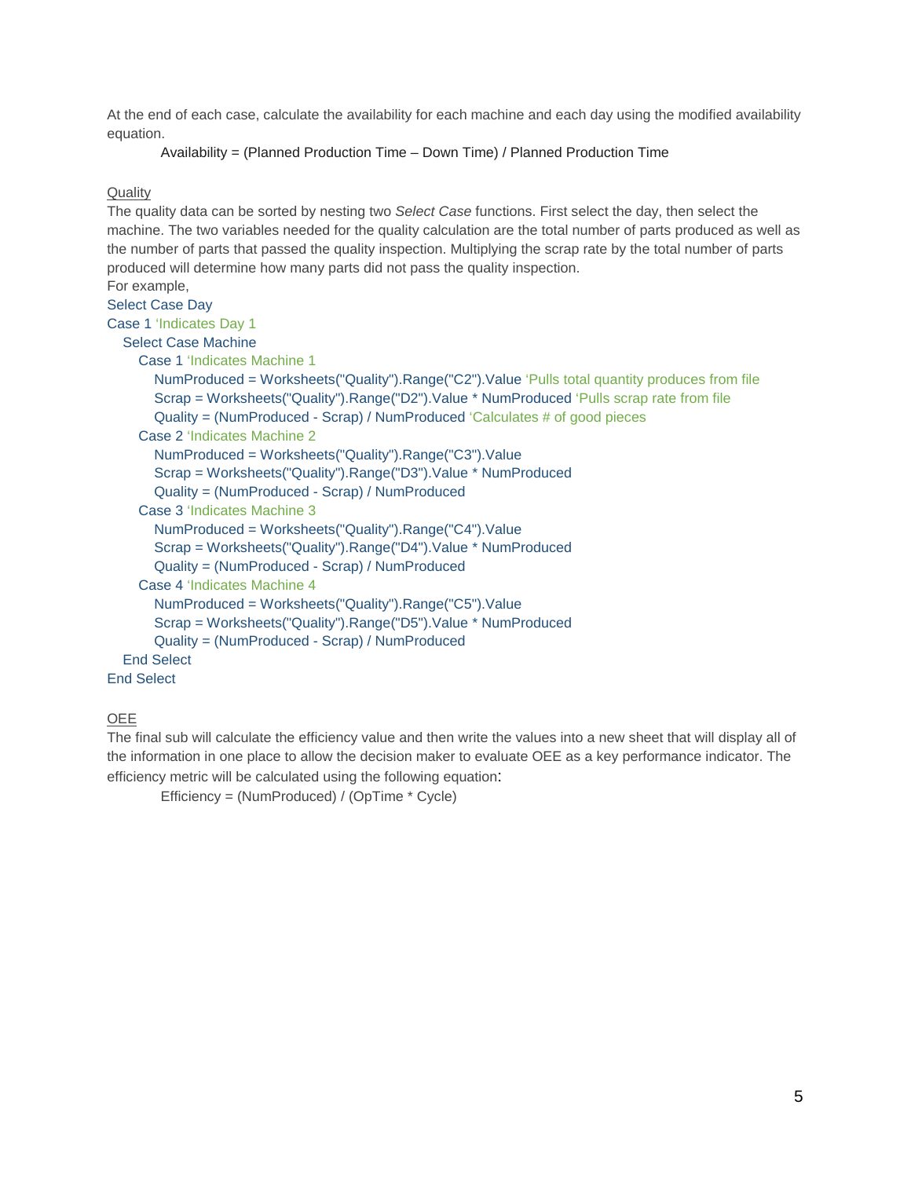At the end of each case, calculate the availability for each machine and each day using the modified availability equation.

Availability = (Planned Production Time – Down Time) / Planned Production Time

<u>Quality</u>

The quality data can be sorted by nesting two *Select Case* functions. First select the day, then select the machine. The two variables needed for the quality calculation are the total number of parts produced as well as the number of parts that passed the quality inspection. Multiplying the scrap rate by the total number of parts produced will determine how many parts did not pass the quality inspection.

For example,

```
Select Case Day
Case 1 'Indicates Day 1
    Select Case Machine
        Case 1 'Indicates Machine 1
            NumProduced = Worksheets("Quality").Range("C2").Value 'Pulls total quantity produces from file
            Scrap = Worksheets("Quality").Range("D2").Value * NumProduced 'Pulls scrap rate from file
            Quality = (NumProduced - Scrap) / NumProduced 'Calculates # of good pieces
        Case 2 'Indicates Machine 2
            NumProduced = Worksheets("Quality").Range("C3").Value
            Scrap = Worksheets("Quality").Range("D3").Value * NumProduced
            Quality = (NumProduced - Scrap) / NumProduced
        Case 3 'Indicates Machine 3
            NumProduced = Worksheets("Quality").Range("C4").Value
            Scrap = Worksheets("Quality").Range("D4").Value * NumProduced
            Quality = (NumProduced - Scrap) / NumProduced
        Case 4 'Indicates Machine 4
            NumProduced = Worksheets("Quality").Range("C5").Value
            Scrap = Worksheets("Quality").Range("D5").Value * NumProduced
            Quality = (NumProduced - Scrap) / NumProduced
    End Select
End Select
```

<u>OEE</u>

The final sub will calculate the efficiency value and then write the values into a new sheet that will display all of the information in one place to allow the decision maker to evaluate OEE as a key performance indicator. The efficiency metric will be calculated using the following equation:

Efficiency = (NumProduced) / (OpTime * Cycle)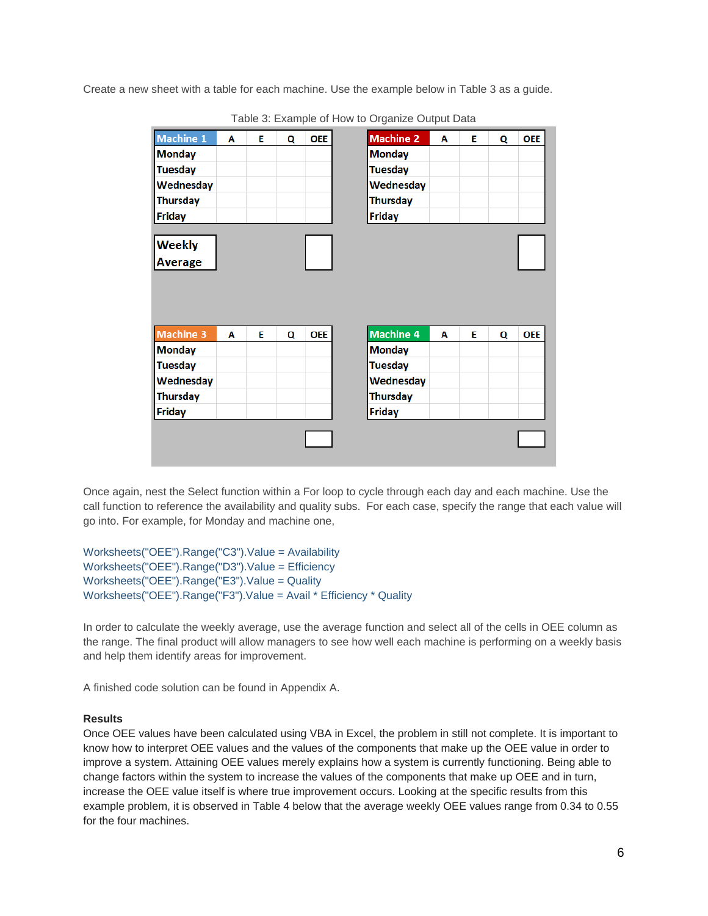Create a new sheet with a table for each machine. Use the example below in Table 3 as a guide.

Table 3: Example of How to Organize Output Data

| Machine 1 | A | E | Q | OEE |
|---|---|---|---|---|
| Monday | | | | |
| Tuesday | | | | |
| Wednesday | | | | |
| Thursday | | | | |
| Friday | | | | |
| Weekly Average | | | | |

| Machine 2 | A | E | Q | OEE |
|---|---|---|---|---|
| Monday | | | | |
| Tuesday | | | | |
| Wednesday | | | | |
| Thursday | | | | |
| Friday | | | | |
| | | | | |

| Machine 3 | A | E | Q | OEE |
|---|---|---|---|---|
| Monday | | | | |
| Tuesday | | | | |
| Wednesday | | | | |
| Thursday | | | | |
| Friday | | | | |
| | | | | |

| Machine 4 | A | E | Q | OEE |
|---|---|---|---|---|
| Monday | | | | |
| Tuesday | | | | |
| Wednesday | | | | |
| Thursday | | | | |
| Friday | | | | |
| | | | | |

Once again, nest the Select function within a For loop to cycle through each day and each machine. Use the call function to reference the availability and quality subs. For each case, specify the range that each value will go into. For example, for Monday and machine one,

```
Worksheets("OEE").Range("C3").Value = Availability
Worksheets("OEE").Range("D3").Value = Efficiency
Worksheets("OEE").Range("E3").Value = Quality
Worksheets("OEE").Range("F3").Value = Avail * Efficiency * Quality
```

In order to calculate the weekly average, use the average function and select all of the cells in OEE column as the range. The final product will allow managers to see how well each machine is performing on a weekly basis and help them identify areas for improvement.

A finished code solution can be found in Appendix A.

**Results**

Once OEE values have been calculated using VBA in Excel, the problem in still not complete. It is important to know how to interpret OEE values and the values of the components that make up the OEE value in order to improve a system. Attaining OEE values merely explains how a system is currently functioning. Being able to change factors within the system to increase the values of the components that make up OEE and in turn, increase the OEE value itself is where true improvement occurs. Looking at the specific results from this example problem, it is observed in Table 4 below that the average weekly OEE values range from 0.34 to 0.55 for the four machines.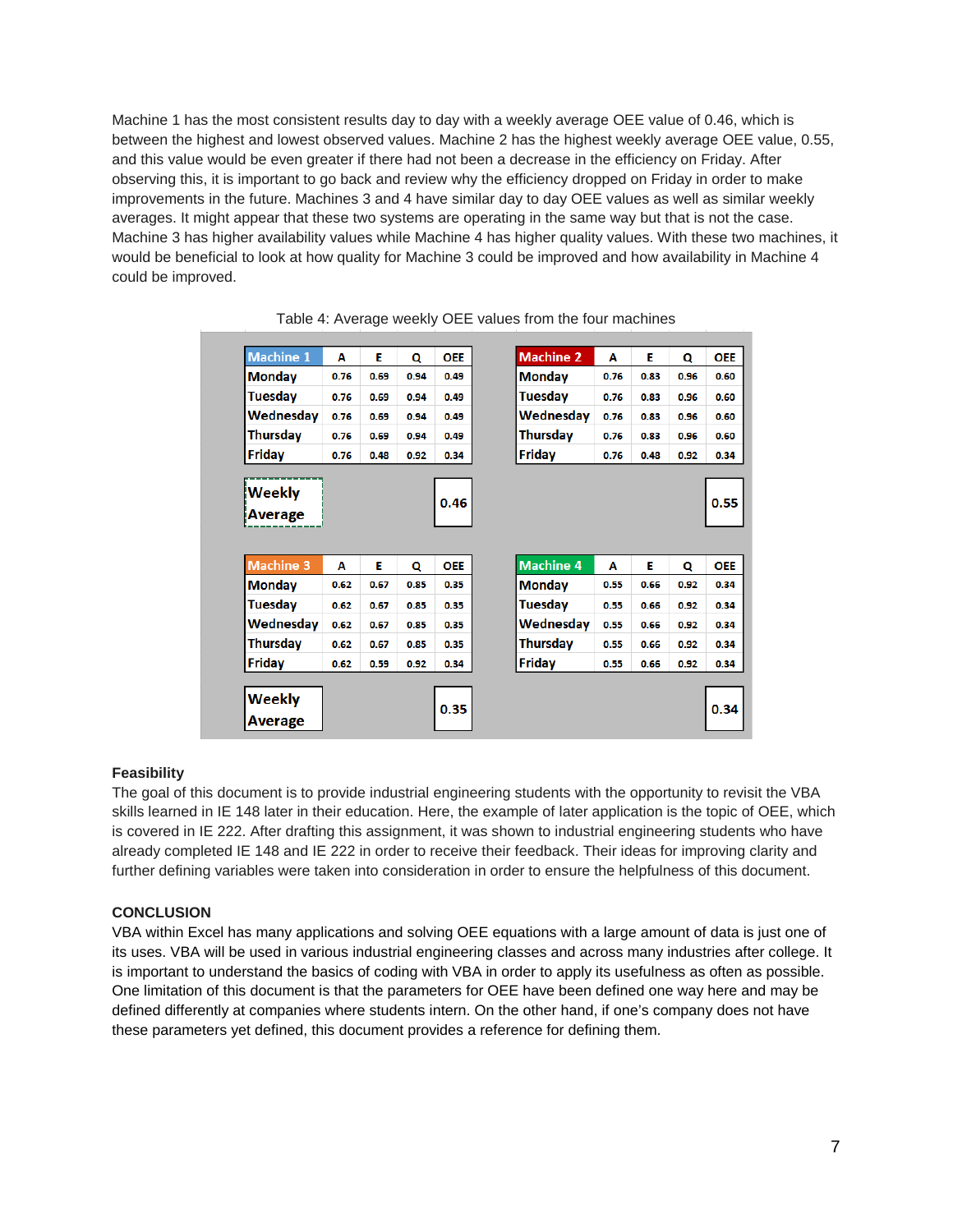Machine 1 has the most consistent results day to day with a weekly average OEE value of 0.46, which is between the highest and lowest observed values. Machine 2 has the highest weekly average OEE value, 0.55, and this value would be even greater if there had not been a decrease in the efficiency on Friday. After observing this, it is important to go back and review why the efficiency dropped on Friday in order to make improvements in the future. Machines 3 and 4 have similar day to day OEE values as well as similar weekly averages. It might appear that these two systems are operating in the same way but that is not the case. Machine 3 has higher availability values while Machine 4 has higher quality values. With these two machines, it would be beneficial to look at how quality for Machine 3 could be improved and how availability in Machine 4 could be improved.

Table 4: Average weekly OEE values from the four machines

| Machine 1 | A | E | Q | OEE |
|---|---|---|---|---|
| Monday | 0.76 | 0.69 | 0.94 | 0.49 |
| Tuesday | 0.76 | 0.69 | 0.94 | 0.49 |
| Wednesday | 0.76 | 0.69 | 0.94 | 0.49 |
| Thursday | 0.76 | 0.69 | 0.94 | 0.49 |
| Friday | 0.76 | 0.48 | 0.92 | 0.34 |
| Weekly Average | | | | 0.46 |

| Machine 2 | A | E | Q | OEE |
|---|---|---|---|---|
| Monday | 0.76 | 0.83 | 0.96 | 0.60 |
| Tuesday | 0.76 | 0.83 | 0.96 | 0.60 |
| Wednesday | 0.76 | 0.83 | 0.96 | 0.60 |
| Thursday | 0.76 | 0.83 | 0.96 | 0.60 |
| Friday | 0.76 | 0.48 | 0.92 | 0.34 |
| Weekly Average | | | | 0.55 |

| Machine 3 | A | E | Q | OEE |
|---|---|---|---|---|
| Monday | 0.62 | 0.67 | 0.85 | 0.35 |
| Tuesday | 0.62 | 0.67 | 0.85 | 0.35 |
| Wednesday | 0.62 | 0.67 | 0.85 | 0.35 |
| Thursday | 0.62 | 0.67 | 0.85 | 0.35 |
| Friday | 0.62 | 0.59 | 0.92 | 0.34 |
| Weekly Average | | | | 0.35 |

| Machine 4 | A | E | Q | OEE |
|---|---|---|---|---|
| Monday | 0.55 | 0.66 | 0.92 | 0.34 |
| Tuesday | 0.55 | 0.66 | 0.92 | 0.34 |
| Wednesday | 0.55 | 0.66 | 0.92 | 0.34 |
| Thursday | 0.55 | 0.66 | 0.92 | 0.34 |
| Friday | 0.55 | 0.66 | 0.92 | 0.34 |
| Weekly Average | | | | 0.34 |

**Feasibility**

The goal of this document is to provide industrial engineering students with the opportunity to revisit the VBA skills learned in IE 148 later in their education. Here, the example of later application is the topic of OEE, which is covered in IE 222. After drafting this assignment, it was shown to industrial engineering students who have already completed IE 148 and IE 222 in order to receive their feedback. Their ideas for improving clarity and further defining variables were taken into consideration in order to ensure the helpfulness of this document.

**CONCLUSION**

VBA within Excel has many applications and solving OEE equations with a large amount of data is just one of its uses. VBA will be used in various industrial engineering classes and across many industries after college. It is important to understand the basics of coding with VBA in order to apply its usefulness as often as possible. One limitation of this document is that the parameters for OEE have been defined one way here and may be defined differently at companies where students intern. On the other hand, if one's company does not have these parameters yet defined, this document provides a reference for defining them.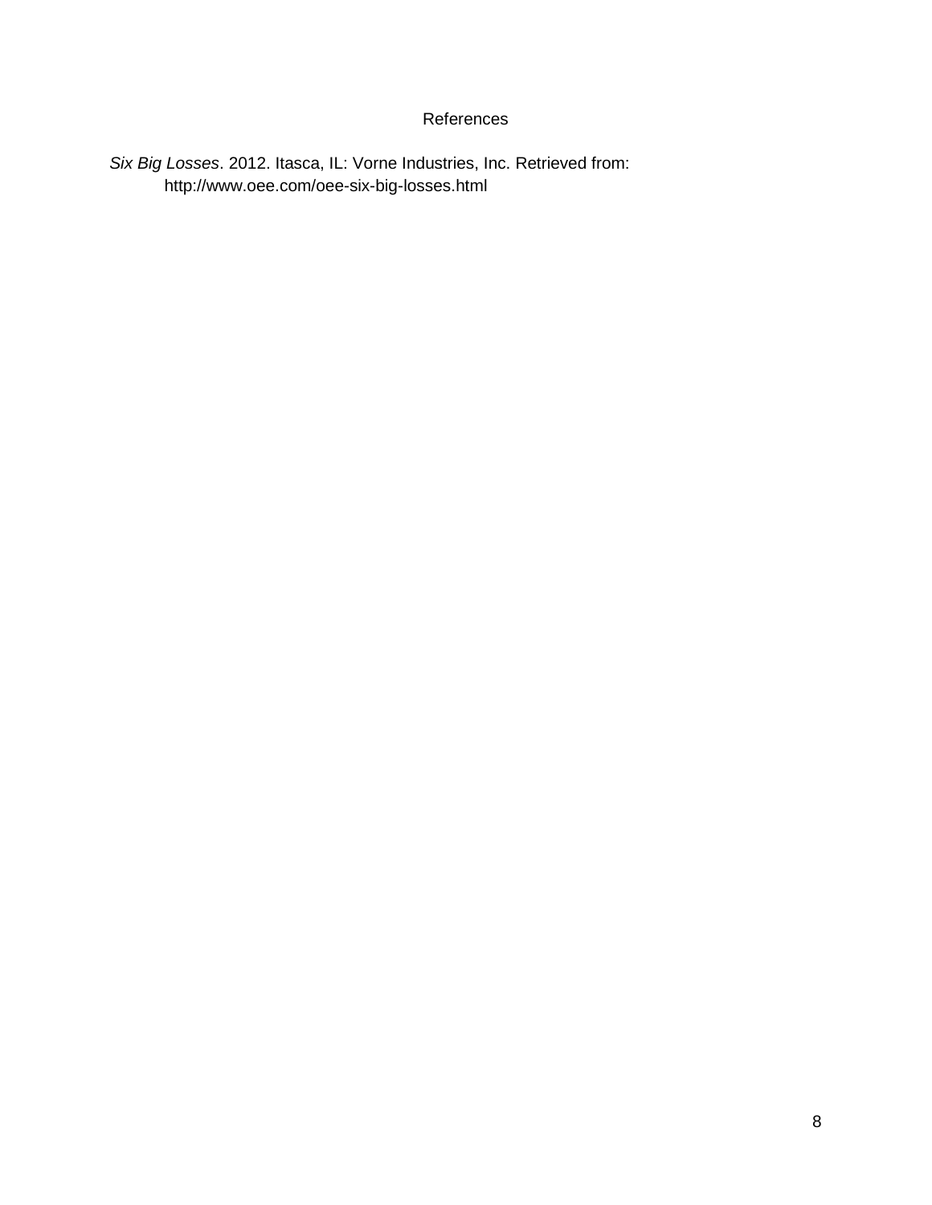# References

*Six Big Losses*. 2012. Itasca, IL: Vorne Industries, Inc. Retrieved from: http://www.oee.com/oee-six-big-losses.html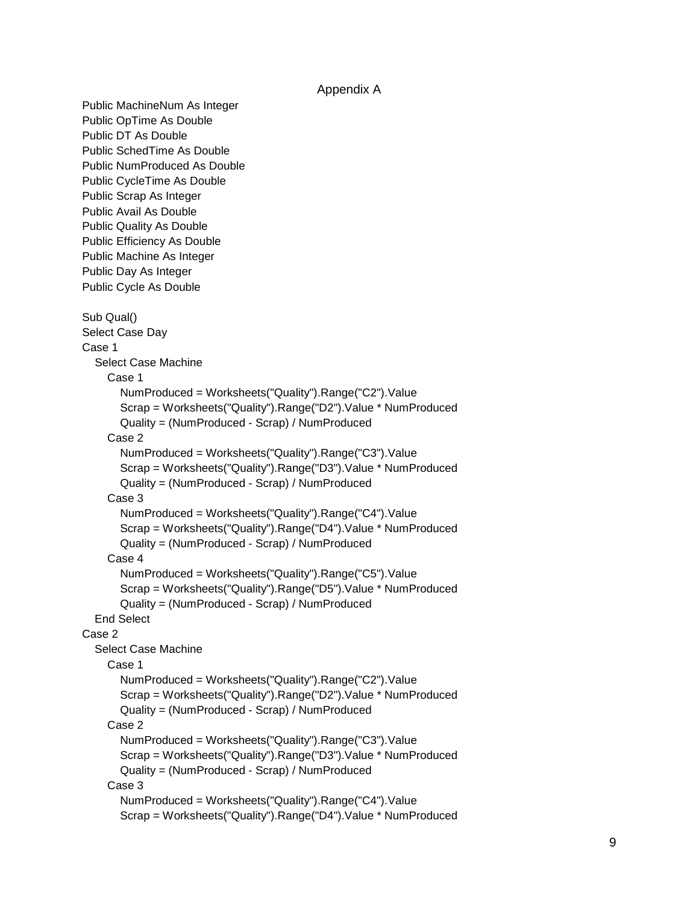Appendix A

```
Public MachineNum As Integer
Public OpTime As Double
Public DT As Double
Public SchedTime As Double
Public NumProduced As Double
Public CycleTime As Double
Public Scrap As Integer
Public Avail As Double
Public Quality As Double
Public Efficiency As Double
Public Machine As Integer
Public Day As Integer
Public Cycle As Double

Sub Qual()
Select Case Day
Case 1
   Select Case Machine
      Case 1
         NumProduced = Worksheets("Quality").Range("C2").Value
         Scrap = Worksheets("Quality").Range("D2").Value * NumProduced
         Quality = (NumProduced - Scrap) / NumProduced
      Case 2
         NumProduced = Worksheets("Quality").Range("C3").Value
         Scrap = Worksheets("Quality").Range("D3").Value * NumProduced
         Quality = (NumProduced - Scrap) / NumProduced
      Case 3
         NumProduced = Worksheets("Quality").Range("C4").Value
         Scrap = Worksheets("Quality").Range("D4").Value * NumProduced
         Quality = (NumProduced - Scrap) / NumProduced
      Case 4
         NumProduced = Worksheets("Quality").Range("C5").Value
         Scrap = Worksheets("Quality").Range("D5").Value * NumProduced
         Quality = (NumProduced - Scrap) / NumProduced
   End Select
Case 2
   Select Case Machine
      Case 1
         NumProduced = Worksheets("Quality").Range("C2").Value
         Scrap = Worksheets("Quality").Range("D2").Value * NumProduced
         Quality = (NumProduced - Scrap) / NumProduced
      Case 2
         NumProduced = Worksheets("Quality").Range("C3").Value
         Scrap = Worksheets("Quality").Range("D3").Value * NumProduced
         Quality = (NumProduced - Scrap) / NumProduced
      Case 3
         NumProduced = Worksheets("Quality").Range("C4").Value
         Scrap = Worksheets("Quality").Range("D4").Value * NumProduced
```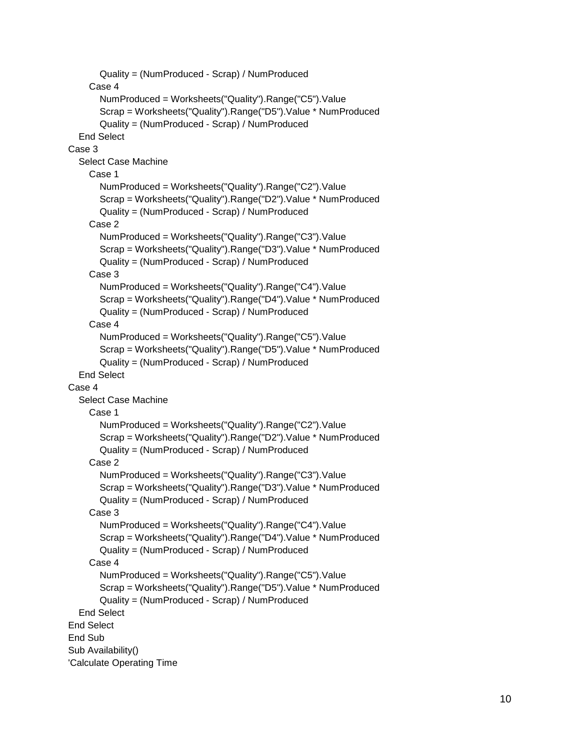```
            Quality = (NumProduced - Scrap) / NumProduced
        Case 4
            NumProduced = Worksheets("Quality").Range("C5").Value
            Scrap = Worksheets("Quality").Range("D5").Value * NumProduced
            Quality = (NumProduced - Scrap) / NumProduced
    End Select
Case 3
    Select Case Machine
        Case 1
            NumProduced = Worksheets("Quality").Range("C2").Value
            Scrap = Worksheets("Quality").Range("D2").Value * NumProduced
            Quality = (NumProduced - Scrap) / NumProduced
        Case 2
            NumProduced = Worksheets("Quality").Range("C3").Value
            Scrap = Worksheets("Quality").Range("D3").Value * NumProduced
            Quality = (NumProduced - Scrap) / NumProduced
        Case 3
            NumProduced = Worksheets("Quality").Range("C4").Value
            Scrap = Worksheets("Quality").Range("D4").Value * NumProduced
            Quality = (NumProduced - Scrap) / NumProduced
        Case 4
            NumProduced = Worksheets("Quality").Range("C5").Value
            Scrap = Worksheets("Quality").Range("D5").Value * NumProduced
            Quality = (NumProduced - Scrap) / NumProduced
    End Select
Case 4
    Select Case Machine
        Case 1
            NumProduced = Worksheets("Quality").Range("C2").Value
            Scrap = Worksheets("Quality").Range("D2").Value * NumProduced
            Quality = (NumProduced - Scrap) / NumProduced
        Case 2
            NumProduced = Worksheets("Quality").Range("C3").Value
            Scrap = Worksheets("Quality").Range("D3").Value * NumProduced
            Quality = (NumProduced - Scrap) / NumProduced
        Case 3
            NumProduced = Worksheets("Quality").Range("C4").Value
            Scrap = Worksheets("Quality").Range("D4").Value * NumProduced
            Quality = (NumProduced - Scrap) / NumProduced
        Case 4
            NumProduced = Worksheets("Quality").Range("C5").Value
            Scrap = Worksheets("Quality").Range("D5").Value * NumProduced
            Quality = (NumProduced - Scrap) / NumProduced
    End Select
End Select
End Sub
Sub Availability()
'Calculate Operating Time
```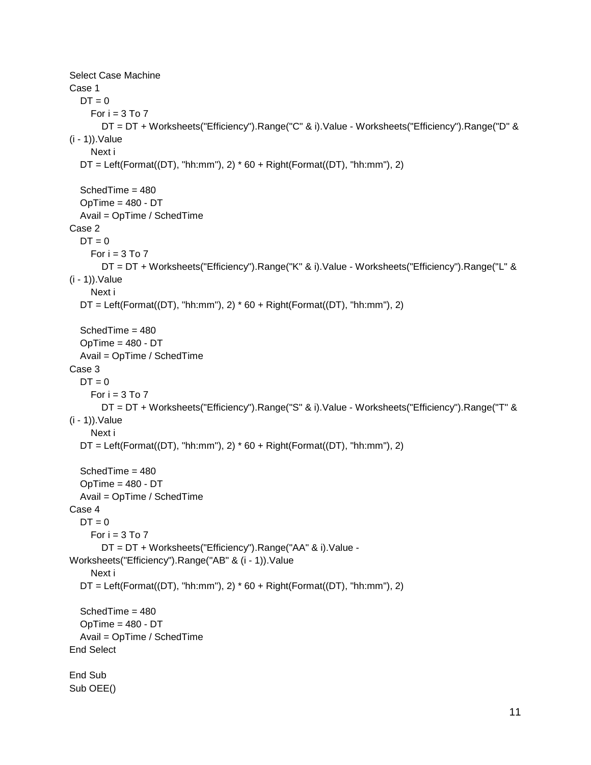```
Select Case Machine
Case 1
   DT = 0
      For i = 3 To 7
         DT = DT + Worksheets("Efficiency").Range("C" & i).Value - Worksheets("Efficiency").Range("D" &
(i - 1)).Value
      Next i
   DT = Left(Format((DT), "hh:mm"), 2) * 60 + Right(Format((DT), "hh:mm"), 2)

   SchedTime = 480
   OpTime = 480 - DT
   Avail = OpTime / SchedTime
Case 2
   DT = 0
      For i = 3 To 7
         DT = DT + Worksheets("Efficiency").Range("K" & i).Value - Worksheets("Efficiency").Range("L" &
(i - 1)).Value
      Next i
   DT = Left(Format((DT), "hh:mm"), 2) * 60 + Right(Format((DT), "hh:mm"), 2)

   SchedTime = 480
   OpTime = 480 - DT
   Avail = OpTime / SchedTime
Case 3
   DT = 0
      For i = 3 To 7
         DT = DT + Worksheets("Efficiency").Range("S" & i).Value - Worksheets("Efficiency").Range("T" &
(i - 1)).Value
      Next i
   DT = Left(Format((DT), "hh:mm"), 2) * 60 + Right(Format((DT), "hh:mm"), 2)

   SchedTime = 480
   OpTime = 480 - DT
   Avail = OpTime / SchedTime
Case 4
   DT = 0
      For i = 3 To 7
         DT = DT + Worksheets("Efficiency").Range("AA" & i).Value -
Worksheets("Efficiency").Range("AB" & (i - 1)).Value
      Next i
   DT = Left(Format((DT), "hh:mm"), 2) * 60 + Right(Format((DT), "hh:mm"), 2)

   SchedTime = 480
   OpTime = 480 - DT
   Avail = OpTime / SchedTime
End Select

End Sub
Sub OEE()
```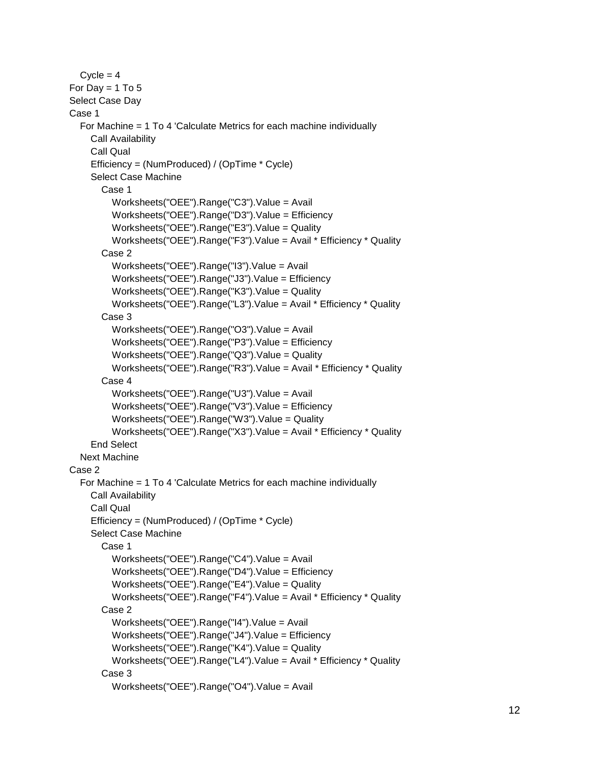```
   Cycle = 4
For Day = 1 To 5
Select Case Day
Case 1
   For Machine = 1 To 4 'Calculate Metrics for each machine individually
      Call Availability
      Call Qual
      Efficiency = (NumProduced) / (OpTime * Cycle)
      Select Case Machine
         Case 1
            Worksheets("OEE").Range("C3").Value = Avail
            Worksheets("OEE").Range("D3").Value = Efficiency
            Worksheets("OEE").Range("E3").Value = Quality
            Worksheets("OEE").Range("F3").Value = Avail * Efficiency * Quality
         Case 2
            Worksheets("OEE").Range("I3").Value = Avail
            Worksheets("OEE").Range("J3").Value = Efficiency
            Worksheets("OEE").Range("K3").Value = Quality
            Worksheets("OEE").Range("L3").Value = Avail * Efficiency * Quality
         Case 3
            Worksheets("OEE").Range("O3").Value = Avail
            Worksheets("OEE").Range("P3").Value = Efficiency
            Worksheets("OEE").Range("Q3").Value = Quality
            Worksheets("OEE").Range("R3").Value = Avail * Efficiency * Quality
         Case 4
            Worksheets("OEE").Range("U3").Value = Avail
            Worksheets("OEE").Range("V3").Value = Efficiency
            Worksheets("OEE").Range("W3").Value = Quality
            Worksheets("OEE").Range("X3").Value = Avail * Efficiency * Quality
      End Select
   Next Machine
Case 2
   For Machine = 1 To 4 'Calculate Metrics for each machine individually
      Call Availability
      Call Qual
      Efficiency = (NumProduced) / (OpTime * Cycle)
      Select Case Machine
         Case 1
            Worksheets("OEE").Range("C4").Value = Avail
            Worksheets("OEE").Range("D4").Value = Efficiency
            Worksheets("OEE").Range("E4").Value = Quality
            Worksheets("OEE").Range("F4").Value = Avail * Efficiency * Quality
         Case 2
            Worksheets("OEE").Range("I4").Value = Avail
            Worksheets("OEE").Range("J4").Value = Efficiency
            Worksheets("OEE").Range("K4").Value = Quality
            Worksheets("OEE").Range("L4").Value = Avail * Efficiency * Quality
         Case 3
            Worksheets("OEE").Range("O4").Value = Avail
```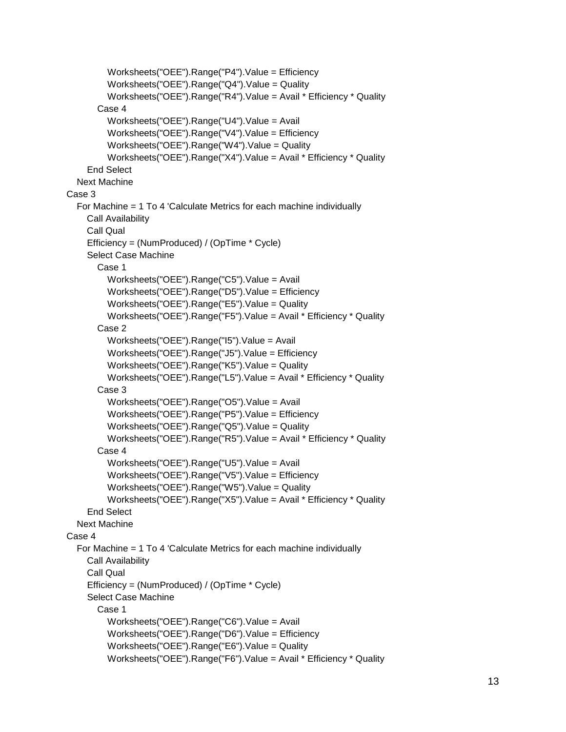```
            Worksheets("OEE").Range("P4").Value = Efficiency
            Worksheets("OEE").Range("Q4").Value = Quality
            Worksheets("OEE").Range("R4").Value = Avail * Efficiency * Quality
         Case 4
            Worksheets("OEE").Range("U4").Value = Avail
            Worksheets("OEE").Range("V4").Value = Efficiency
            Worksheets("OEE").Range("W4").Value = Quality
            Worksheets("OEE").Range("X4").Value = Avail * Efficiency * Quality
      End Select
   Next Machine
Case 3
   For Machine = 1 To 4 'Calculate Metrics for each machine individually
      Call Availability
      Call Qual
      Efficiency = (NumProduced) / (OpTime * Cycle)
      Select Case Machine
         Case 1
            Worksheets("OEE").Range("C5").Value = Avail
            Worksheets("OEE").Range("D5").Value = Efficiency
            Worksheets("OEE").Range("E5").Value = Quality
            Worksheets("OEE").Range("F5").Value = Avail * Efficiency * Quality
         Case 2
            Worksheets("OEE").Range("I5").Value = Avail
            Worksheets("OEE").Range("J5").Value = Efficiency
            Worksheets("OEE").Range("K5").Value = Quality
            Worksheets("OEE").Range("L5").Value = Avail * Efficiency * Quality
         Case 3
            Worksheets("OEE").Range("O5").Value = Avail
            Worksheets("OEE").Range("P5").Value = Efficiency
            Worksheets("OEE").Range("Q5").Value = Quality
            Worksheets("OEE").Range("R5").Value = Avail * Efficiency * Quality
         Case 4
            Worksheets("OEE").Range("U5").Value = Avail
            Worksheets("OEE").Range("V5").Value = Efficiency
            Worksheets("OEE").Range("W5").Value = Quality
            Worksheets("OEE").Range("X5").Value = Avail * Efficiency * Quality
      End Select
   Next Machine
Case 4
   For Machine = 1 To 4 'Calculate Metrics for each machine individually
      Call Availability
      Call Qual
      Efficiency = (NumProduced) / (OpTime * Cycle)
      Select Case Machine
         Case 1
            Worksheets("OEE").Range("C6").Value = Avail
            Worksheets("OEE").Range("D6").Value = Efficiency
            Worksheets("OEE").Range("E6").Value = Quality
            Worksheets("OEE").Range("F6").Value = Avail * Efficiency * Quality
```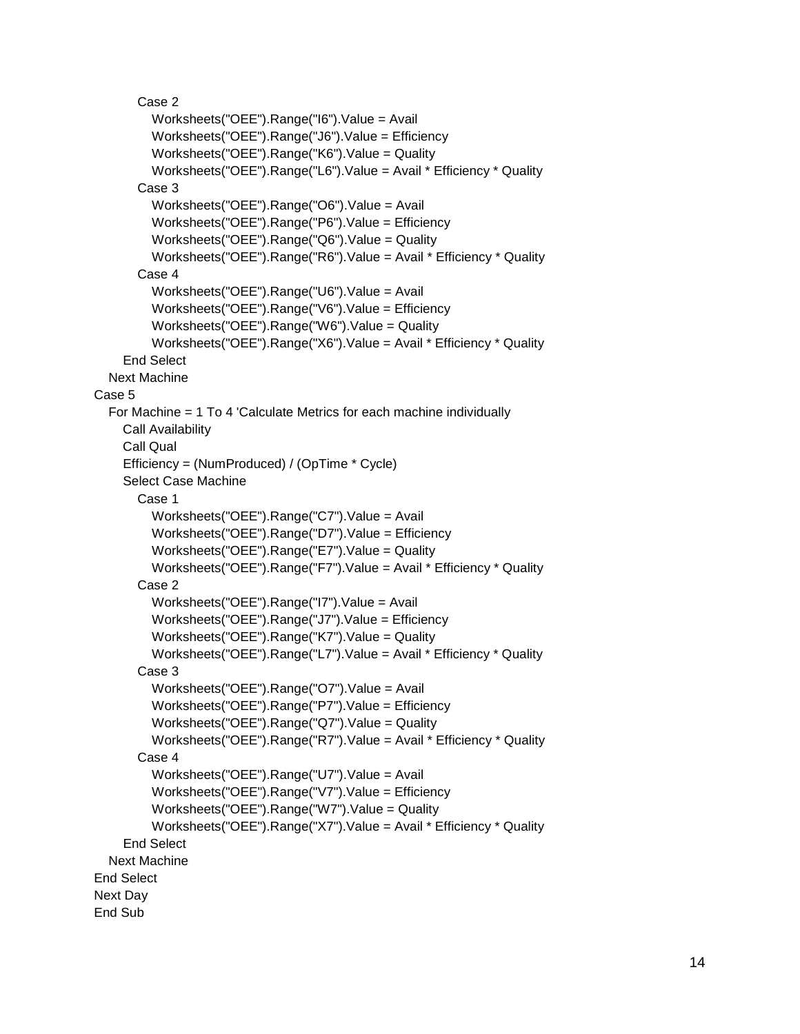```
            Case 2
                Worksheets("OEE").Range("I6").Value = Avail
                Worksheets("OEE").Range("J6").Value = Efficiency
                Worksheets("OEE").Range("K6").Value = Quality
                Worksheets("OEE").Range("L6").Value = Avail * Efficiency * Quality
            Case 3
                Worksheets("OEE").Range("O6").Value = Avail
                Worksheets("OEE").Range("P6").Value = Efficiency
                Worksheets("OEE").Range("Q6").Value = Quality
                Worksheets("OEE").Range("R6").Value = Avail * Efficiency * Quality
            Case 4
                Worksheets("OEE").Range("U6").Value = Avail
                Worksheets("OEE").Range("V6").Value = Efficiency
                Worksheets("OEE").Range("W6").Value = Quality
                Worksheets("OEE").Range("X6").Value = Avail * Efficiency * Quality
        End Select
    Next Machine
Case 5
    For Machine = 1 To 4 'Calculate Metrics for each machine individually
        Call Availability
        Call Qual
        Efficiency = (NumProduced) / (OpTime * Cycle)
        Select Case Machine
            Case 1
                Worksheets("OEE").Range("C7").Value = Avail
                Worksheets("OEE").Range("D7").Value = Efficiency
                Worksheets("OEE").Range("E7").Value = Quality
                Worksheets("OEE").Range("F7").Value = Avail * Efficiency * Quality
            Case 2
                Worksheets("OEE").Range("I7").Value = Avail
                Worksheets("OEE").Range("J7").Value = Efficiency
                Worksheets("OEE").Range("K7").Value = Quality
                Worksheets("OEE").Range("L7").Value = Avail * Efficiency * Quality
            Case 3
                Worksheets("OEE").Range("O7").Value = Avail
                Worksheets("OEE").Range("P7").Value = Efficiency
                Worksheets("OEE").Range("Q7").Value = Quality
                Worksheets("OEE").Range("R7").Value = Avail * Efficiency * Quality
            Case 4
                Worksheets("OEE").Range("U7").Value = Avail
                Worksheets("OEE").Range("V7").Value = Efficiency
                Worksheets("OEE").Range("W7").Value = Quality
                Worksheets("OEE").Range("X7").Value = Avail * Efficiency * Quality
        End Select
    Next Machine
End Select
Next Day
End Sub
```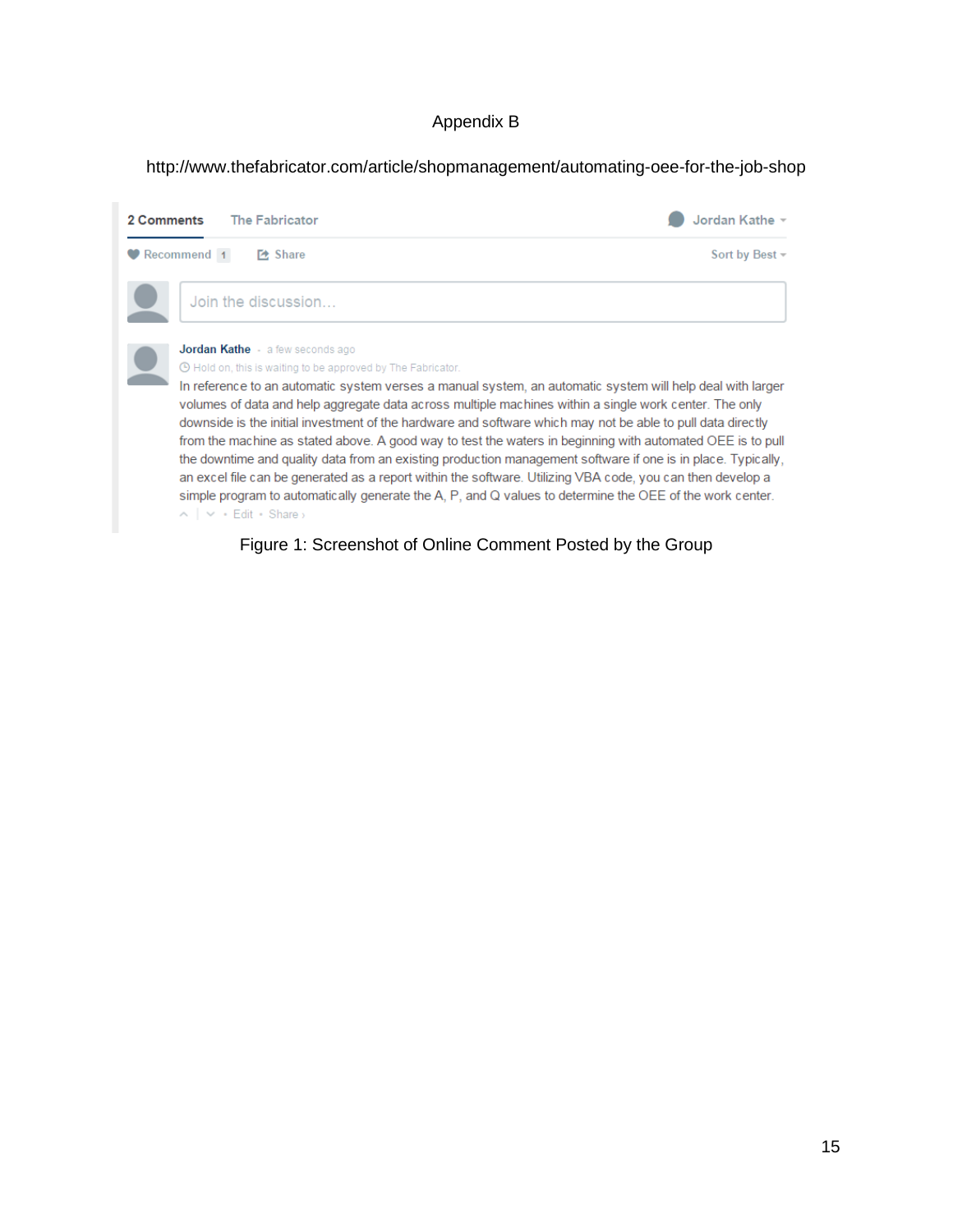# Appendix B

http://www.thefabricator.com/article/shopmanagement/automating-oee-for-the-job-shop

2 Comments The Fabricator Jordan Kathe

Recommend 1 Share Sort by Best

Join the discussion...

**Jordan Kathe** - a few seconds ago

Hold on, this is waiting to be approved by The Fabricator.

In reference to an automatic system verses a manual system, an automatic system will help deal with larger volumes of data and help aggregate data across multiple machines within a single work center. The only downside is the initial investment of the hardware and software which may not be able to pull data directly from the machine as stated above. A good way to test the waters in beginning with automated OEE is to pull the downtime and quality data from an existing production management software if one is in place. Typically, an excel file can be generated as a report within the software. Utilizing VBA code, you can then develop a simple program to automatically generate the A, P, and Q values to determine the OEE of the work center.

Edit • Share ›

Figure 1: Screenshot of Online Comment Posted by the Group